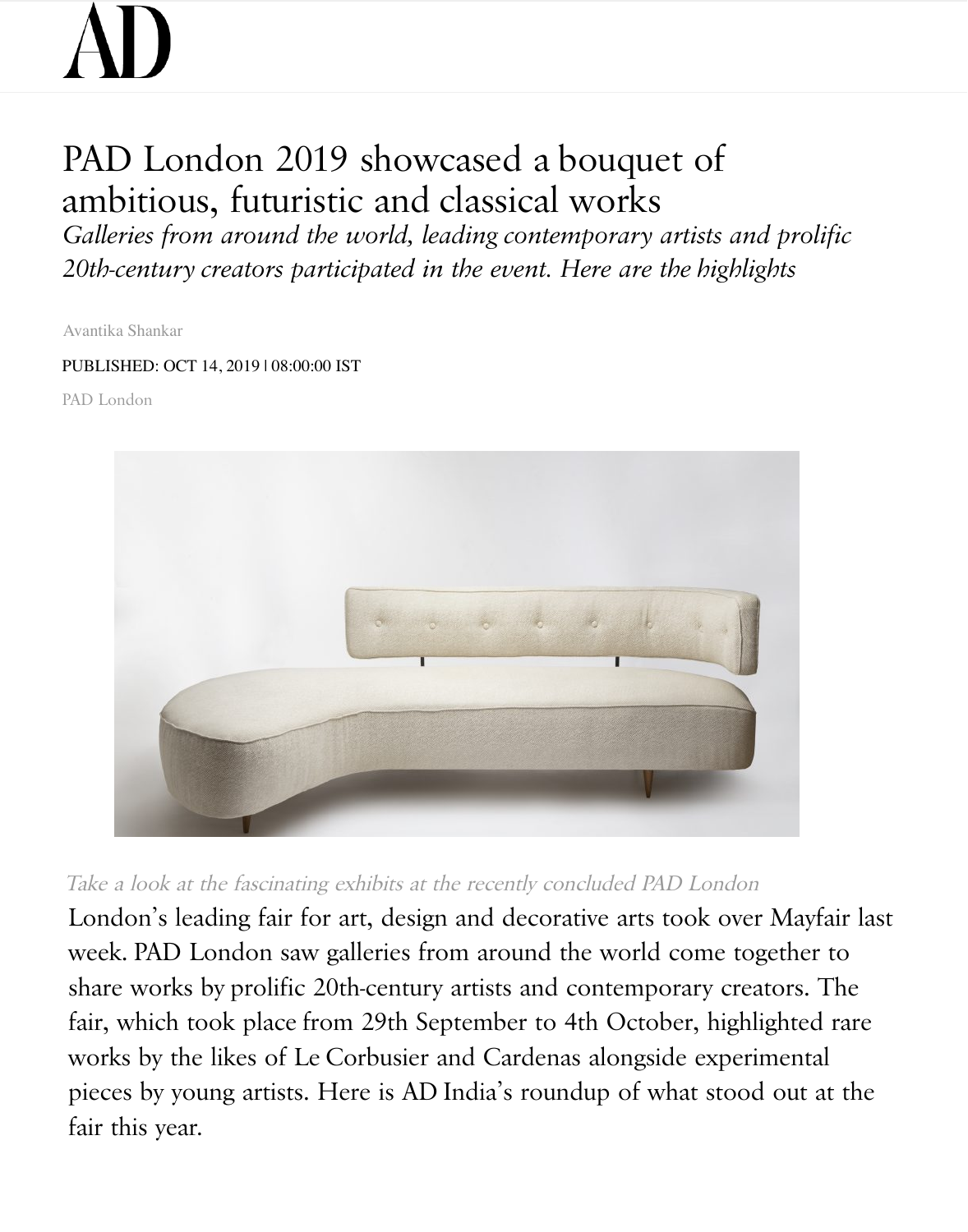AD

# PAD London 2019 showcased a bouquet of ambitious, futuristic and classical works

*Galleries from around the world, leading contemporary artists and prolific 20th-century creators participated in the event. Here are the highlights*

Avantika Shankar

PUBLISHED: OCT 14, 2019 | 08:00:00 IST

PAD London

*Take a look at the fascinating exhibits at the recently concluded PAD London*

London's leading fair for art, design and decorative arts took over Mayfair last week. PAD London saw galleries from around the world come together to share works by prolific 20th-century artists and contemporary creators. The fair, which took place from 29th September to 4th October, highlighted rare works by the likes of Le Corbusier and Cardenas alongside experimental pieces by young artists. Here is AD India's roundup of what stood out at the fair this year.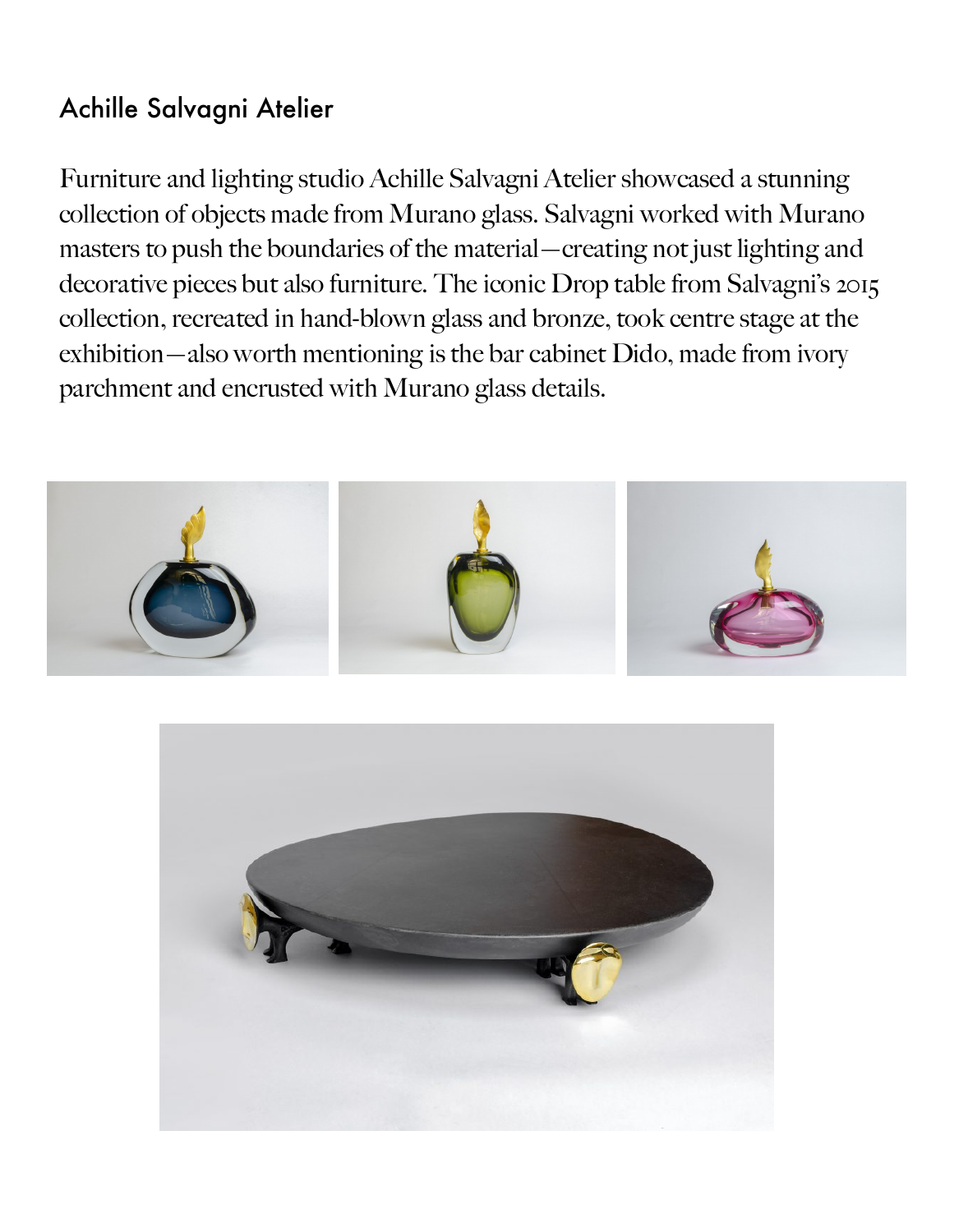## Achille Salvagni Atelier

Furniture and lighting studio Achille Salvagni Atelier showcased a stunning collection of objects made from Murano glass. Salvagni worked with Murano masters to push the boundaries of the material—creating not just lighting and decorative pieces but also furniture. The iconic Drop table from Salvagni's 2015 collection, recreated in hand-blown glass and bronze, took centre stage at the exhibition—also worth mentioning is the bar cabinet Dido, made from ivory parchment and encrusted with Murano glass details.